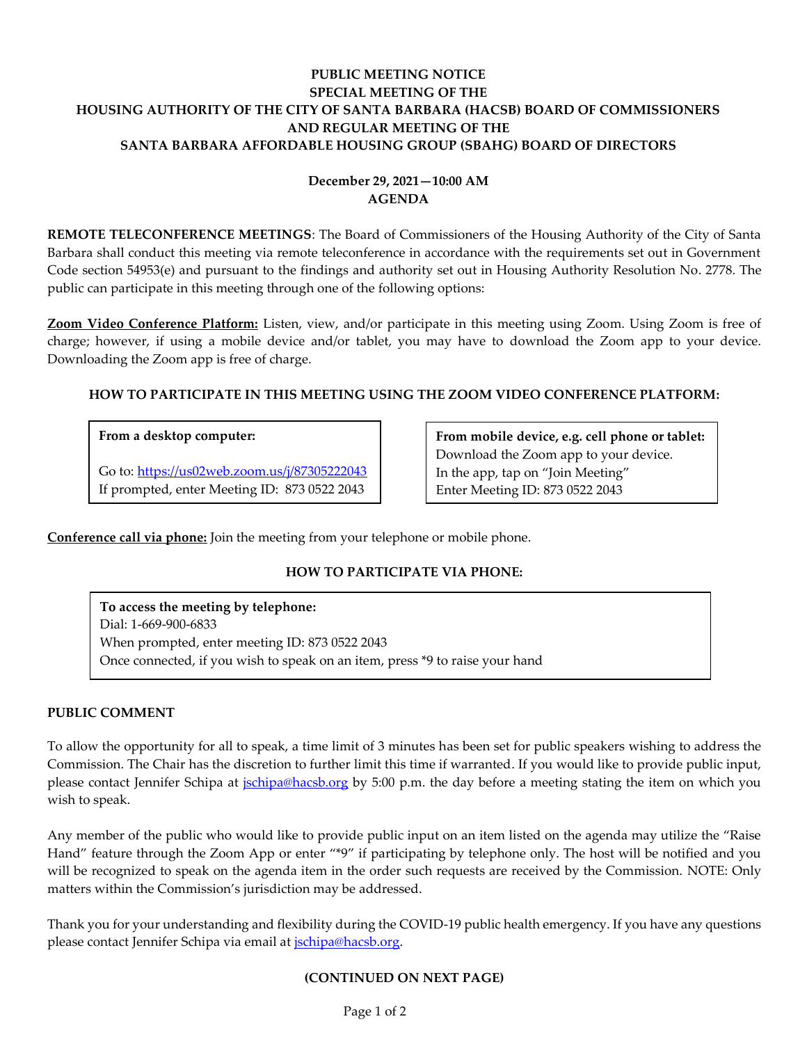**PUBLIC MEETING NOTICE**
**SPECIAL MEETING OF THE**
**HOUSING AUTHORITY OF THE CITY OF SANTA BARBARA (HACSB) BOARD OF COMMISSIONERS**
**AND REGULAR MEETING OF THE**
**SANTA BARBARA AFFORDABLE HOUSING GROUP (SBAHG) BOARD OF DIRECTORS**

**December 29, 2021—10:00 AM**
**AGENDA**

**REMOTE TELECONFERENCE MEETINGS**: The Board of Commissioners of the Housing Authority of the City of Santa Barbara shall conduct this meeting via remote teleconference in accordance with the requirements set out in Government Code section 54953(e) and pursuant to the findings and authority set out in Housing Authority Resolution No. 2778. The public can participate in this meeting through one of the following options:

**Zoom Video Conference Platform:** Listen, view, and/or participate in this meeting using Zoom. Using Zoom is free of charge; however, if using a mobile device and/or tablet, you may have to download the Zoom app to your device. Downloading the Zoom app is free of charge.

**HOW TO PARTICIPATE IN THIS MEETING USING THE ZOOM VIDEO CONFERENCE PLATFORM:**

**From a desktop computer:**

Go to: https://us02web.zoom.us/j/87305222043
If prompted, enter Meeting ID: 873 0522 2043

**From mobile device, e.g. cell phone or tablet:**
Download the Zoom app to your device.
In the app, tap on "Join Meeting"
Enter Meeting ID: 873 0522 2043

**Conference call via phone:** Join the meeting from your telephone or mobile phone.

**HOW TO PARTICIPATE VIA PHONE:**

**To access the meeting by telephone:**
Dial: 1-669-900-6833
When prompted, enter meeting ID: 873 0522 2043
Once connected, if you wish to speak on an item, press *9 to raise your hand

**PUBLIC COMMENT**

To allow the opportunity for all to speak, a time limit of 3 minutes has been set for public speakers wishing to address the Commission. The Chair has the discretion to further limit this time if warranted. If you would like to provide public input, please contact Jennifer Schipa at jschipa@hacsb.org by 5:00 p.m. the day before a meeting stating the item on which you wish to speak.

Any member of the public who would like to provide public input on an item listed on the agenda may utilize the "Raise Hand" feature through the Zoom App or enter "*9" if participating by telephone only. The host will be notified and you will be recognized to speak on the agenda item in the order such requests are received by the Commission. NOTE: Only matters within the Commission's jurisdiction may be addressed.

Thank you for your understanding and flexibility during the COVID-19 public health emergency. If you have any questions please contact Jennifer Schipa via email at jschipa@hacsb.org.

**(CONTINUED ON NEXT PAGE)**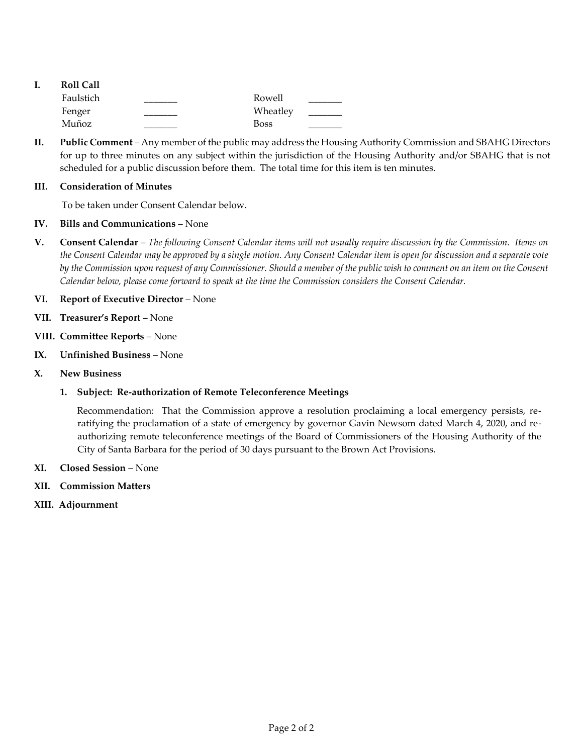**I. Roll Call**

| | | | |
|---|---|---|---|
| Faulstich | _______ | Rowell | _______ |
| Fenger | _______ | Wheatley | _______ |
| Muñoz | _______ | Boss | _______ |

**II. Public Comment** – Any member of the public may address the Housing Authority Commission and SBAHG Directors for up to three minutes on any subject within the jurisdiction of the Housing Authority and/or SBAHG that is not scheduled for a public discussion before them. The total time for this item is ten minutes.

**III. Consideration of Minutes**

To be taken under Consent Calendar below.

**IV. Bills and Communications** – None

**V. Consent Calendar** – *The following Consent Calendar items will not usually require discussion by the Commission. Items on the Consent Calendar may be approved by a single motion. Any Consent Calendar item is open for discussion and a separate vote by the Commission upon request of any Commissioner. Should a member of the public wish to comment on an item on the Consent Calendar below, please come forward to speak at the time the Commission considers the Consent Calendar.*

**VI. Report of Executive Director** – None

**VII. Treasurer's Report** – None

**VIII. Committee Reports** – None

**IX. Unfinished Business** – None

**X. New Business**

**1. Subject: Re-authorization of Remote Teleconference Meetings**

Recommendation: That the Commission approve a resolution proclaiming a local emergency persists, re-ratifying the proclamation of a state of emergency by governor Gavin Newsom dated March 4, 2020, and re-authorizing remote teleconference meetings of the Board of Commissioners of the Housing Authority of the City of Santa Barbara for the period of 30 days pursuant to the Brown Act Provisions.

**XI. Closed Session** – None

**XII. Commission Matters**

**XIII. Adjournment**